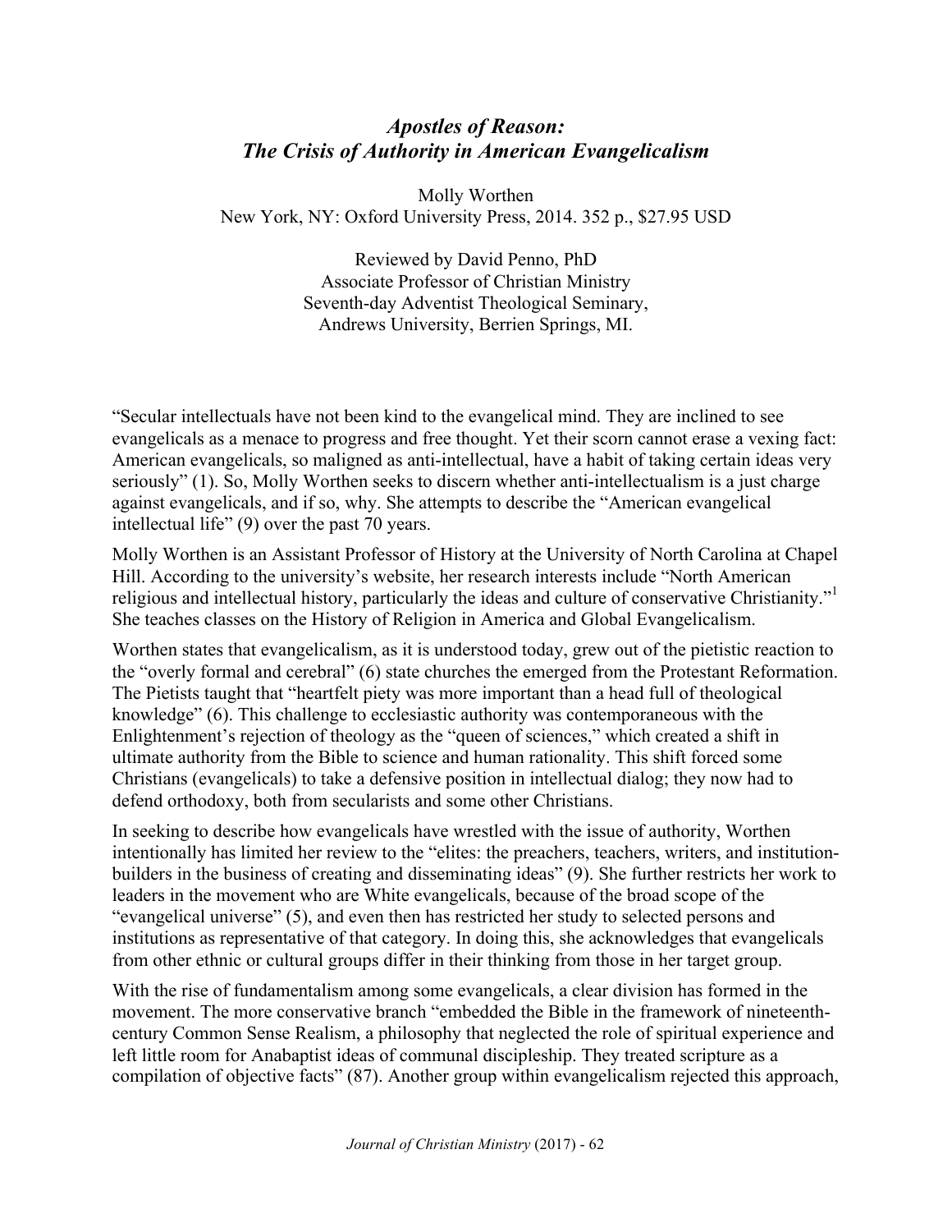# *Apostles of Reason: The Crisis of Authority in American Evangelicalism*

Molly Worthen
New York, NY: Oxford University Press, 2014. 352 p., $27.95 USD

Reviewed by David Penno, PhD
Associate Professor of Christian Ministry
Seventh-day Adventist Theological Seminary,
Andrews University, Berrien Springs, MI.

"Secular intellectuals have not been kind to the evangelical mind. They are inclined to see evangelicals as a menace to progress and free thought. Yet their scorn cannot erase a vexing fact: American evangelicals, so maligned as anti-intellectual, have a habit of taking certain ideas very seriously" (1). So, Molly Worthen seeks to discern whether anti-intellectualism is a just charge against evangelicals, and if so, why. She attempts to describe the "American evangelical intellectual life" (9) over the past 70 years.

Molly Worthen is an Assistant Professor of History at the University of North Carolina at Chapel Hill. According to the university's website, her research interests include "North American religious and intellectual history, particularly the ideas and culture of conservative Christianity."[1] She teaches classes on the History of Religion in America and Global Evangelicalism.

Worthen states that evangelicalism, as it is understood today, grew out of the pietistic reaction to the "overly formal and cerebral" (6) state churches the emerged from the Protestant Reformation. The Pietists taught that "heartfelt piety was more important than a head full of theological knowledge" (6). This challenge to ecclesiastic authority was contemporaneous with the Enlightenment's rejection of theology as the "queen of sciences," which created a shift in ultimate authority from the Bible to science and human rationality. This shift forced some Christians (evangelicals) to take a defensive position in intellectual dialog; they now had to defend orthodoxy, both from secularists and some other Christians.

In seeking to describe how evangelicals have wrestled with the issue of authority, Worthen intentionally has limited her review to the "elites: the preachers, teachers, writers, and institution-builders in the business of creating and disseminating ideas" (9). She further restricts her work to leaders in the movement who are White evangelicals, because of the broad scope of the "evangelical universe" (5), and even then has restricted her study to selected persons and institutions as representative of that category. In doing this, she acknowledges that evangelicals from other ethnic or cultural groups differ in their thinking from those in her target group.

With the rise of fundamentalism among some evangelicals, a clear division has formed in the movement. The more conservative branch "embedded the Bible in the framework of nineteenth-century Common Sense Realism, a philosophy that neglected the role of spiritual experience and left little room for Anabaptist ideas of communal discipleship. They treated scripture as a compilation of objective facts" (87). Another group within evangelicalism rejected this approach,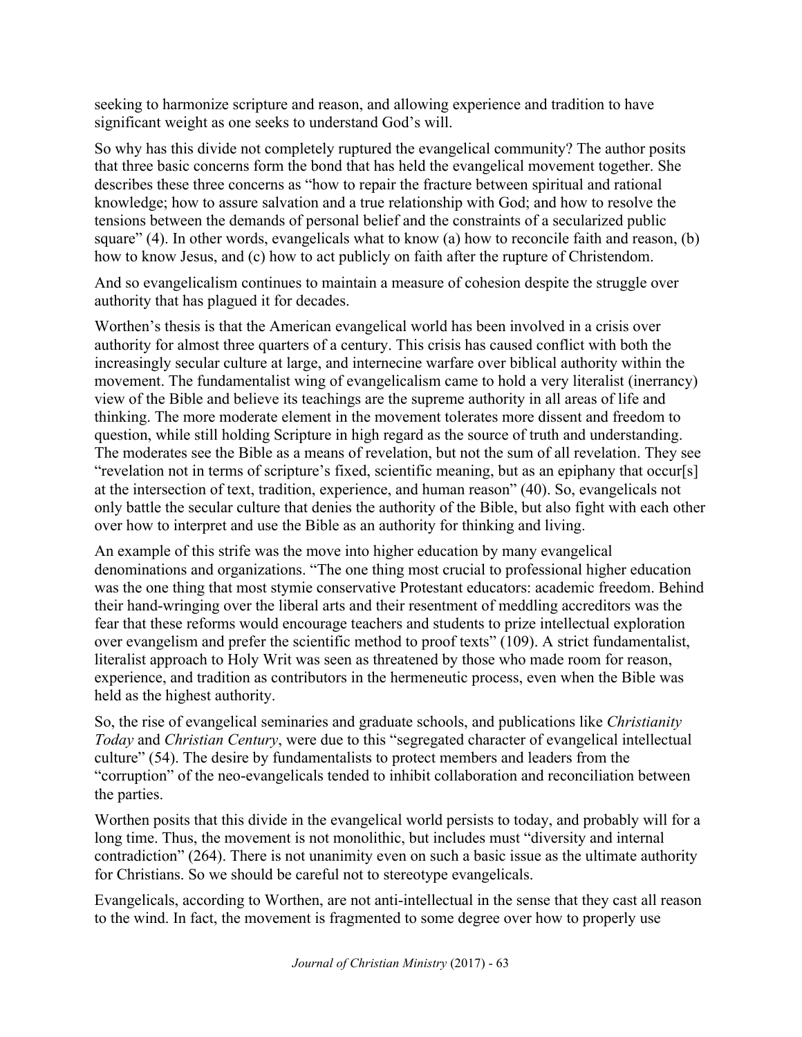seeking to harmonize scripture and reason, and allowing experience and tradition to have significant weight as one seeks to understand God's will.

So why has this divide not completely ruptured the evangelical community? The author posits that three basic concerns form the bond that has held the evangelical movement together. She describes these three concerns as "how to repair the fracture between spiritual and rational knowledge; how to assure salvation and a true relationship with God; and how to resolve the tensions between the demands of personal belief and the constraints of a secularized public square" (4). In other words, evangelicals what to know (a) how to reconcile faith and reason, (b) how to know Jesus, and (c) how to act publicly on faith after the rupture of Christendom.

And so evangelicalism continues to maintain a measure of cohesion despite the struggle over authority that has plagued it for decades.

Worthen's thesis is that the American evangelical world has been involved in a crisis over authority for almost three quarters of a century. This crisis has caused conflict with both the increasingly secular culture at large, and internecine warfare over biblical authority within the movement. The fundamentalist wing of evangelicalism came to hold a very literalist (inerrancy) view of the Bible and believe its teachings are the supreme authority in all areas of life and thinking. The more moderate element in the movement tolerates more dissent and freedom to question, while still holding Scripture in high regard as the source of truth and understanding. The moderates see the Bible as a means of revelation, but not the sum of all revelation. They see "revelation not in terms of scripture's fixed, scientific meaning, but as an epiphany that occur[s] at the intersection of text, tradition, experience, and human reason" (40). So, evangelicals not only battle the secular culture that denies the authority of the Bible, but also fight with each other over how to interpret and use the Bible as an authority for thinking and living.

An example of this strife was the move into higher education by many evangelical denominations and organizations. "The one thing most crucial to professional higher education was the one thing that most stymie conservative Protestant educators: academic freedom. Behind their hand-wringing over the liberal arts and their resentment of meddling accreditors was the fear that these reforms would encourage teachers and students to prize intellectual exploration over evangelism and prefer the scientific method to proof texts" (109). A strict fundamentalist, literalist approach to Holy Writ was seen as threatened by those who made room for reason, experience, and tradition as contributors in the hermeneutic process, even when the Bible was held as the highest authority.

So, the rise of evangelical seminaries and graduate schools, and publications like *Christianity Today* and *Christian Century*, were due to this "segregated character of evangelical intellectual culture" (54). The desire by fundamentalists to protect members and leaders from the "corruption" of the neo-evangelicals tended to inhibit collaboration and reconciliation between the parties.

Worthen posits that this divide in the evangelical world persists to today, and probably will for a long time. Thus, the movement is not monolithic, but includes must "diversity and internal contradiction" (264). There is not unanimity even on such a basic issue as the ultimate authority for Christians. So we should be careful not to stereotype evangelicals.

Evangelicals, according to Worthen, are not anti-intellectual in the sense that they cast all reason to the wind. In fact, the movement is fragmented to some degree over how to properly use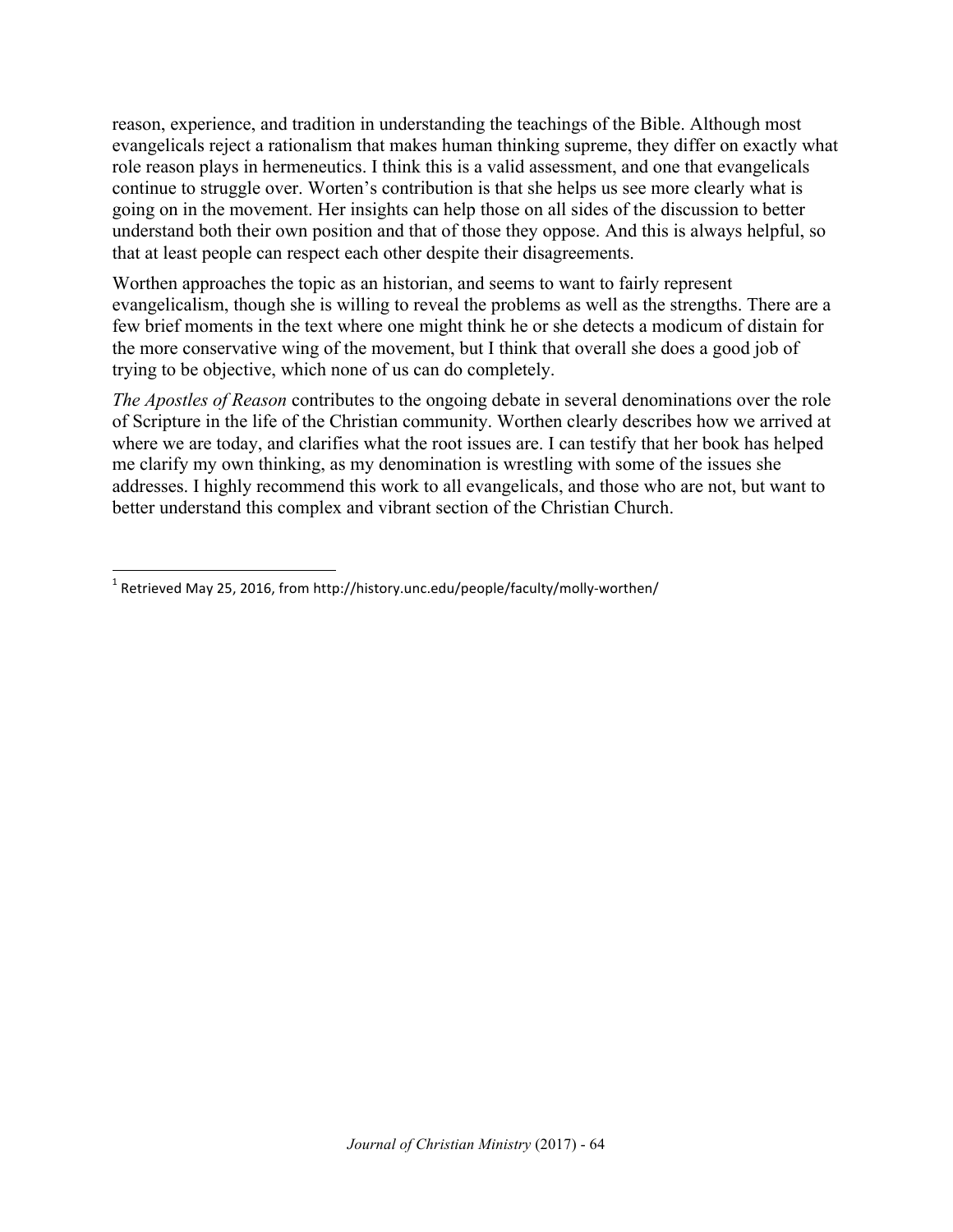reason, experience, and tradition in understanding the teachings of the Bible. Although most evangelicals reject a rationalism that makes human thinking supreme, they differ on exactly what role reason plays in hermeneutics. I think this is a valid assessment, and one that evangelicals continue to struggle over. Worten's contribution is that she helps us see more clearly what is going on in the movement. Her insights can help those on all sides of the discussion to better understand both their own position and that of those they oppose. And this is always helpful, so that at least people can respect each other despite their disagreements.

Worthen approaches the topic as an historian, and seems to want to fairly represent evangelicalism, though she is willing to reveal the problems as well as the strengths. There are a few brief moments in the text where one might think he or she detects a modicum of distain for the more conservative wing of the movement, but I think that overall she does a good job of trying to be objective, which none of us can do completely.

*The Apostles of Reason* contributes to the ongoing debate in several denominations over the role of Scripture in the life of the Christian community. Worthen clearly describes how we arrived at where we are today, and clarifies what the root issues are. I can testify that her book has helped me clarify my own thinking, as my denomination is wrestling with some of the issues she addresses. I highly recommend this work to all evangelicals, and those who are not, but want to better understand this complex and vibrant section of the Christian Church.

---

[1] Retrieved May 25, 2016, from http://history.unc.edu/people/faculty/molly-worthen/